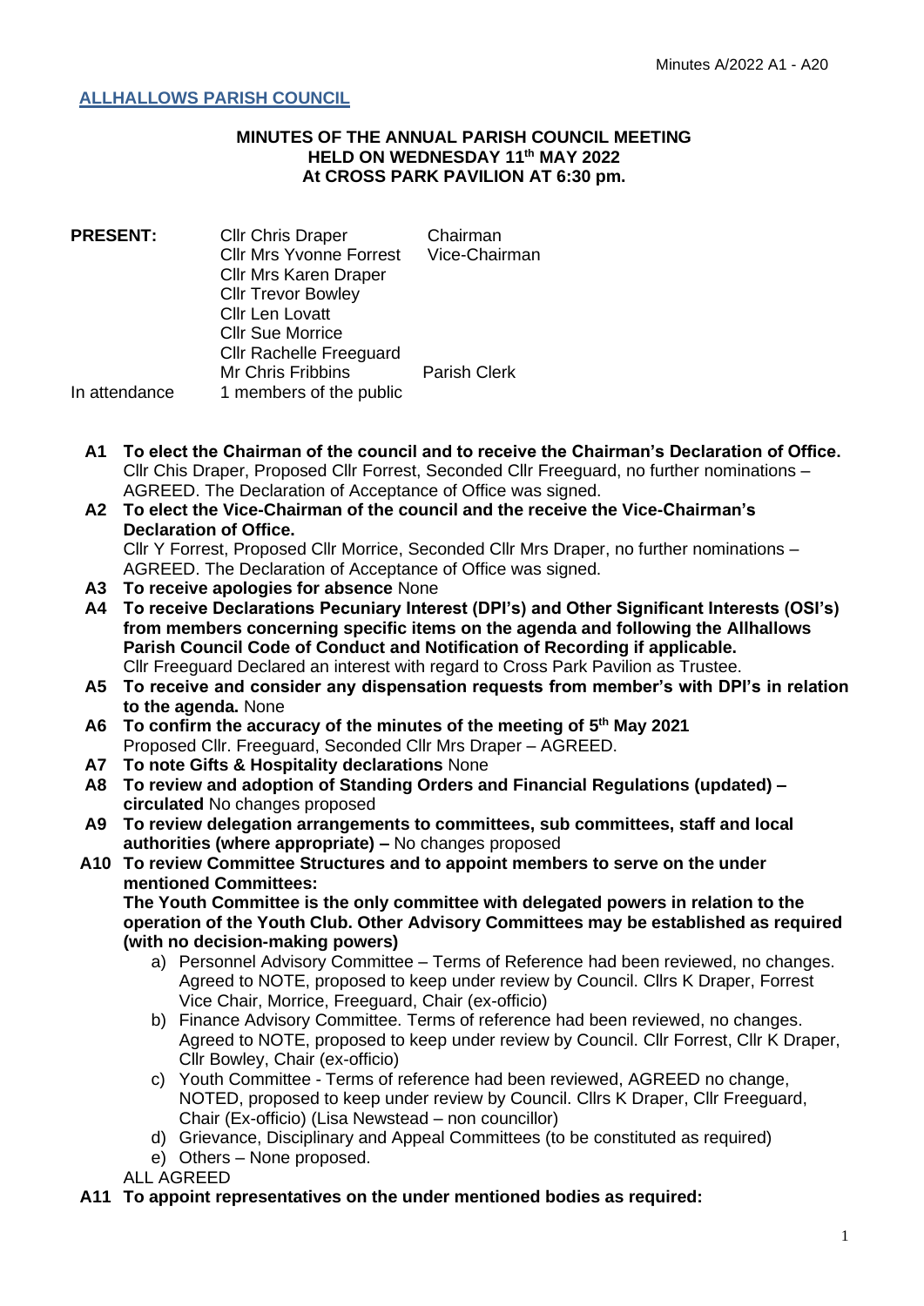## ALLHALLOWS PARISH COUNCIL

**MINUTES OF THE ANNUAL PARISH COUNCIL MEETING**
**HELD ON WEDNESDAY 11th MAY 2022**
**At CROSS PARK PAVILION AT 6:30 pm.**

| **PRESENT:** | Cllr Chris Draper | Chairman |
|---|---|---|
| | Cllr Mrs Yvonne Forrest | Vice-Chairman |
| | Cllr Mrs Karen Draper | |
| | Cllr Trevor Bowley | |
| | Cllr Len Lovatt | |
| | Cllr Sue Morrice | |
| | Cllr Rachelle Freeguard | |
| | Mr Chris Fribbins | Parish Clerk |
| In attendance | 1 members of the public | |

**A1 To elect the Chairman of the council and to receive the Chairman's Declaration of Office.**
Cllr Chis Draper, Proposed Cllr Forrest, Seconded Cllr Freeguard, no further nominations – AGREED. The Declaration of Acceptance of Office was signed.

**A2 To elect the Vice-Chairman of the council and the receive the Vice-Chairman's Declaration of Office.**
Cllr Y Forrest, Proposed Cllr Morrice, Seconded Cllr Mrs Draper, no further nominations – AGREED. The Declaration of Acceptance of Office was signed.

**A3 To receive apologies for absence** None

**A4 To receive Declarations Pecuniary Interest (DPI's) and Other Significant Interests (OSI's) from members concerning specific items on the agenda and following the Allhallows Parish Council Code of Conduct and Notification of Recording if applicable.**
Cllr Freeguard Declared an interest with regard to Cross Park Pavilion as Trustee.

**A5 To receive and consider any dispensation requests from member's with DPI's in relation to the agenda.** None

**A6 To confirm the accuracy of the minutes of the meeting of 5th May 2021**
Proposed Cllr. Freeguard, Seconded Cllr Mrs Draper – AGREED.

**A7 To note Gifts & Hospitality declarations** None

**A8 To review and adoption of Standing Orders and Financial Regulations (updated) – circulated** No changes proposed

**A9 To review delegation arrangements to committees, sub committees, staff and local authorities (where appropriate) –** No changes proposed

**A10 To review Committee Structures and to appoint members to serve on the under mentioned Committees:**
**The Youth Committee is the only committee with delegated powers in relation to the operation of the Youth Club. Other Advisory Committees may be established as required (with no decision-making powers)**

a) Personnel Advisory Committee – Terms of Reference had been reviewed, no changes. Agreed to NOTE, proposed to keep under review by Council. Cllrs K Draper, Forrest Vice Chair, Morrice, Freeguard, Chair (ex-officio)
b) Finance Advisory Committee. Terms of reference had been reviewed, no changes. Agreed to NOTE, proposed to keep under review by Council. Cllr Forrest, Cllr K Draper, Cllr Bowley, Chair (ex-officio)
c) Youth Committee - Terms of reference had been reviewed, AGREED no change, NOTED, proposed to keep under review by Council. Cllrs K Draper, Cllr Freeguard, Chair (Ex-officio) (Lisa Newstead – non councillor)
d) Grievance, Disciplinary and Appeal Committees (to be constituted as required)
e) Others – None proposed.

ALL AGREED

**A11 To appoint representatives on the under mentioned bodies as required:**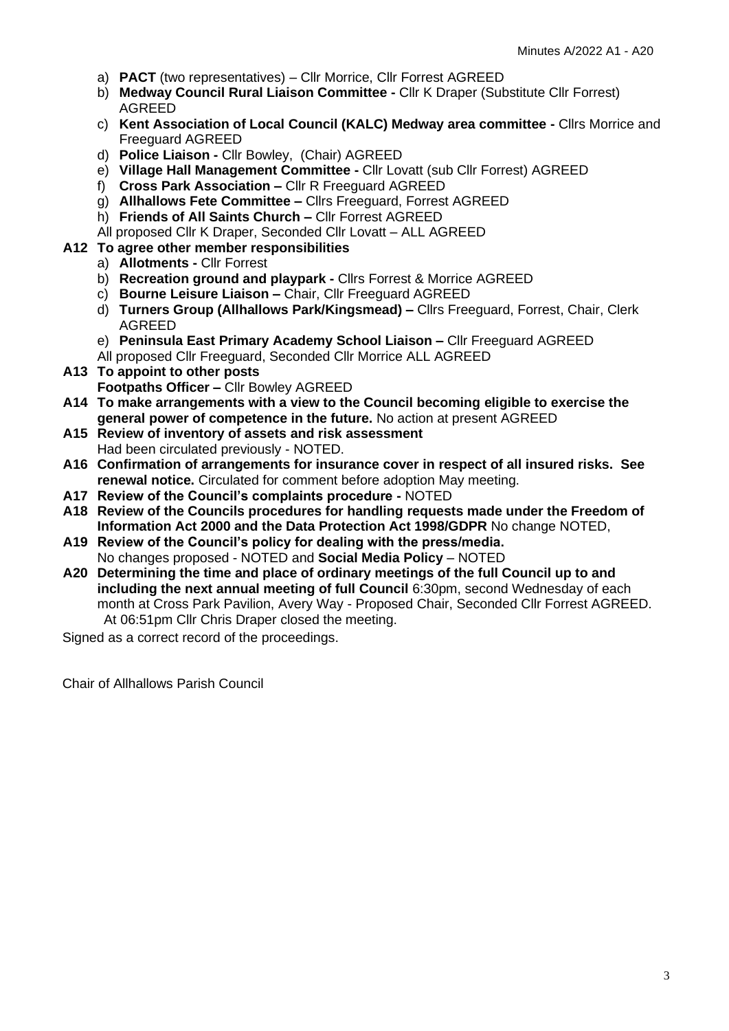a) **PACT** (two representatives) – Cllr Morrice, Cllr Forrest AGREED
b) **Medway Council Rural Liaison Committee -** Cllr K Draper (Substitute Cllr Forrest) AGREED
c) **Kent Association of Local Council (KALC) Medway area committee -** Cllrs Morrice and Freeguard AGREED
d) **Police Liaison -** Cllr Bowley, (Chair) AGREED
e) **Village Hall Management Committee -** Cllr Lovatt (sub Cllr Forrest) AGREED
f) **Cross Park Association –** Cllr R Freeguard AGREED
g) **Allhallows Fete Committee –** Cllrs Freeguard, Forrest AGREED
h) **Friends of All Saints Church –** Cllr Forrest AGREED

All proposed Cllr K Draper, Seconded Cllr Lovatt – ALL AGREED

**A12 To agree other member responsibilities**

a) **Allotments -** Cllr Forrest
b) **Recreation ground and playpark -** Cllrs Forrest & Morrice AGREED
c) **Bourne Leisure Liaison –** Chair, Cllr Freeguard AGREED
d) **Turners Group (Allhallows Park/Kingsmead) –** Cllrs Freeguard, Forrest, Chair, Clerk AGREED
e) **Peninsula East Primary Academy School Liaison –** Cllr Freeguard AGREED

All proposed Cllr Freeguard, Seconded Cllr Morrice ALL AGREED

**A13 To appoint to other posts**
**Footpaths Officer –** Cllr Bowley AGREED

**A14 To make arrangements with a view to the Council becoming eligible to exercise the general power of competence in the future.** No action at present AGREED

**A15 Review of inventory of assets and risk assessment**
Had been circulated previously - NOTED.

**A16 Confirmation of arrangements for insurance cover in respect of all insured risks. See renewal notice.** Circulated for comment before adoption May meeting.

**A17 Review of the Council's complaints procedure -** NOTED

**A18 Review of the Councils procedures for handling requests made under the Freedom of Information Act 2000 and the Data Protection Act 1998/GDPR** No change NOTED,

**A19 Review of the Council's policy for dealing with the press/media.**
No changes proposed - NOTED and **Social Media Policy** – NOTED

**A20 Determining the time and place of ordinary meetings of the full Council up to and including the next annual meeting of full Council** 6:30pm, second Wednesday of each month at Cross Park Pavilion, Avery Way - Proposed Chair, Seconded Cllr Forrest AGREED.
At 06:51pm Cllr Chris Draper closed the meeting.

Signed as a correct record of the proceedings.

Chair of Allhallows Parish Council